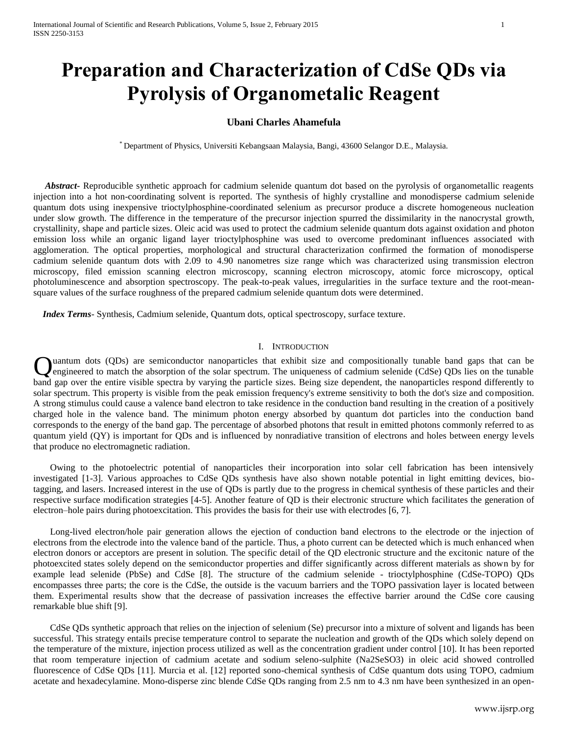# Preparation and Characterization of CdSe QDs via Pyrolysis of Organometalic Reagent

**Ubani Charles Ahamefula**

[*] Department of Physics, Universiti Kebangsaan Malaysia, Bangi, 43600 Selangor D.E., Malaysia.

***Abstract-*** Reproducible synthetic approach for cadmium selenide quantum dot based on the pyrolysis of organometallic reagents injection into a hot non-coordinating solvent is reported. The synthesis of highly crystalline and monodisperse cadmium selenide quantum dots using inexpensive trioctylphosphine-coordinated selenium as precursor produce a discrete homogeneous nucleation under slow growth. The difference in the temperature of the precursor injection spurred the dissimilarity in the nanocrystal growth, crystallinity, shape and particle sizes. Oleic acid was used to protect the cadmium selenide quantum dots against oxidation and photon emission loss while an organic ligand layer trioctylphosphine was used to overcome predominant influences associated with agglomeration. The optical properties, morphological and structural characterization confirmed the formation of monodisperse cadmium selenide quantum dots with 2.09 to 4.90 nanometres size range which was characterized using transmission electron microscopy, filed emission scanning electron microscopy, scanning electron microscopy, atomic force microscopy, optical photoluminescence and absorption spectroscopy. The peak-to-peak values, irregularities in the surface texture and the root-mean-square values of the surface roughness of the prepared cadmium selenide quantum dots were determined.

***Index Terms*-** Synthesis, Cadmium selenide, Quantum dots, optical spectroscopy, surface texture.

## I. Introduction

Quantum dots (QDs) are semiconductor nanoparticles that exhibit size and compositionally tunable band gaps that can be engineered to match the absorption of the solar spectrum. The uniqueness of cadmium selenide (CdSe) QDs lies on the tunable band gap over the entire visible spectra by varying the particle sizes. Being size dependent, the nanoparticles respond differently to solar spectrum. This property is visible from the peak emission frequency's extreme sensitivity to both the dot's size and composition. A strong stimulus could cause a valence band electron to take residence in the conduction band resulting in the creation of a positively charged hole in the valence band. The minimum photon energy absorbed by quantum dot particles into the conduction band corresponds to the energy of the band gap. The percentage of absorbed photons that result in emitted photons commonly referred to as quantum yield (QY) is important for QDs and is influenced by nonradiative transition of electrons and holes between energy levels that produce no electromagnetic radiation.

Owing to the photoelectric potential of nanoparticles their incorporation into solar cell fabrication has been intensively investigated [1-3]. Various approaches to CdSe QDs synthesis have also shown notable potential in light emitting devices, bio-tagging, and lasers. Increased interest in the use of QDs is partly due to the progress in chemical synthesis of these particles and their respective surface modification strategies [4-5]. Another feature of QD is their electronic structure which facilitates the generation of electron–hole pairs during photoexcitation. This provides the basis for their use with electrodes [6, 7].

Long-lived electron/hole pair generation allows the ejection of conduction band electrons to the electrode or the injection of electrons from the electrode into the valence band of the particle. Thus, a photo current can be detected which is much enhanced when electron donors or acceptors are present in solution. The specific detail of the QD electronic structure and the excitonic nature of the photoexcited states solely depend on the semiconductor properties and differ significantly across different materials as shown by for example lead selenide (PbSe) and CdSe [8]. The structure of the cadmium selenide - trioctylphosphine (CdSe-TOPO) QDs encompasses three parts; the core is the CdSe, the outside is the vacuum barriers and the TOPO passivation layer is located between them. Experimental results show that the decrease of passivation increases the effective barrier around the CdSe core causing remarkable blue shift [9].

CdSe QDs synthetic approach that relies on the injection of selenium (Se) precursor into a mixture of solvent and ligands has been successful. This strategy entails precise temperature control to separate the nucleation and growth of the QDs which solely depend on the temperature of the mixture, injection process utilized as well as the concentration gradient under control [10]. It has been reported that room temperature injection of cadmium acetate and sodium seleno-sulphite ($Na_2SeSO_3$) in oleic acid showed controlled fluorescence of CdSe QDs [11]. Murcia et al. [12] reported sono-chemical synthesis of CdSe quantum dots using TOPO, cadmium acetate and hexadecylamine. Mono-disperse zinc blende CdSe QDs ranging from 2.5 nm to 4.3 nm have been synthesized in an open-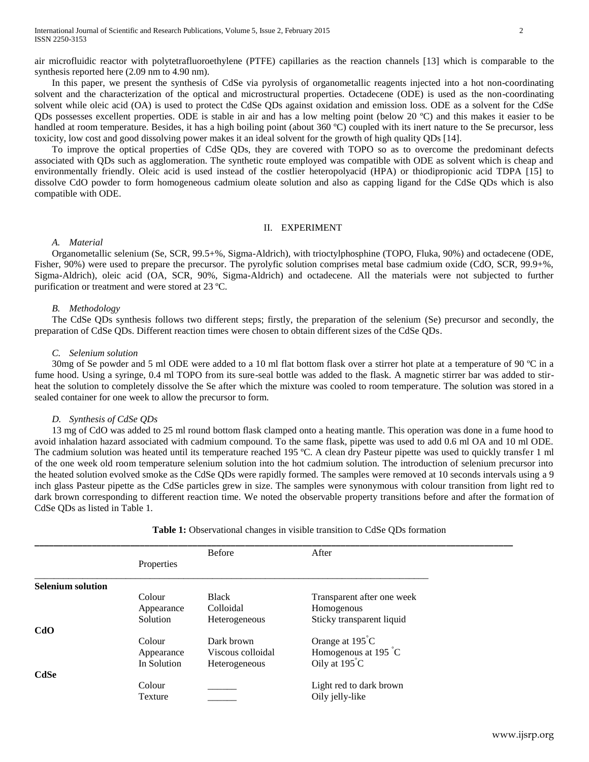air microfluidic reactor with polytetrafluoroethylene (PTFE) capillaries as the reaction channels [13] which is comparable to the synthesis reported here (2.09 nm to 4.90 nm).

In this paper, we present the synthesis of CdSe via pyrolysis of organometallic reagents injected into a hot non-coordinating solvent and the characterization of the optical and microstructural properties. Octadecene (ODE) is used as the non-coordinating solvent while oleic acid (OA) is used to protect the CdSe QDs against oxidation and emission loss. ODE as a solvent for the CdSe QDs possesses excellent properties. ODE is stable in air and has a low melting point (below 20 ºC) and this makes it easier to be handled at room temperature. Besides, it has a high boiling point (about 360 ºC) coupled with its inert nature to the Se precursor, less toxicity, low cost and good dissolving power makes it an ideal solvent for the growth of high quality QDs [14].

To improve the optical properties of CdSe QDs, they are covered with TOPO so as to overcome the predominant defects associated with QDs such as agglomeration. The synthetic route employed was compatible with ODE as solvent which is cheap and environmentally friendly. Oleic acid is used instead of the costlier heteropolyacid (HPA) or thiodipropionic acid TDPA [15] to dissolve CdO powder to form homogeneous cadmium oleate solution and also as capping ligand for the CdSe QDs which is also compatible with ODE.

## II. EXPERIMENT

### *A. Material*

Organometallic selenium (Se, SCR, 99.5+%, Sigma-Aldrich), with trioctylphosphine (TOPO, Fluka, 90%) and octadecene (ODE, Fisher, 90%) were used to prepare the precursor. The pyrolyfic solution comprises metal base cadmium oxide (CdO, SCR, 99.9+%, Sigma-Aldrich), oleic acid (OA, SCR, 90%, Sigma-Aldrich) and octadecene. All the materials were not subjected to further purification or treatment and were stored at 23 ºC.

### *B. Methodology*

The CdSe QDs synthesis follows two different steps; firstly, the preparation of the selenium (Se) precursor and secondly, the preparation of CdSe QDs. Different reaction times were chosen to obtain different sizes of the CdSe QDs.

### *C. Selenium solution*

30mg of Se powder and 5 ml ODE were added to a 10 ml flat bottom flask over a stirrer hot plate at a temperature of 90 ºC in a fume hood. Using a syringe, 0.4 ml TOPO from its sure-seal bottle was added to the flask. A magnetic stirrer bar was added to stir-heat the solution to completely dissolve the Se after which the mixture was cooled to room temperature. The solution was stored in a sealed container for one week to allow the precursor to form.

### *D. Synthesis of CdSe QDs*

13 mg of CdO was added to 25 ml round bottom flask clamped onto a heating mantle. This operation was done in a fume hood to avoid inhalation hazard associated with cadmium compound. To the same flask, pipette was used to add 0.6 ml OA and 10 ml ODE. The cadmium solution was heated until its temperature reached 195 ºC. A clean dry Pasteur pipette was used to quickly transfer 1 ml of the one week old room temperature selenium solution into the hot cadmium solution. The introduction of selenium precursor into the heated solution evolved smoke as the CdSe QDs were rapidly formed. The samples were removed at 10 seconds intervals using a 9 inch glass Pasteur pipette as the CdSe particles grew in size. The samples were synonymous with colour transition from light red to dark brown corresponding to different reaction time. We noted the observable property transitions before and after the formation of CdSe QDs as listed in Table 1.

**Table 1:** Observational changes in visible transition to CdSe QDs formation

| | Properties | Before | After |
|---|---|---|---|
| **Selenium solution** | | | |
| | Colour | Black | Transparent after one week |
| | Appearance | Colloidal | Homogenous |
| | Solution | Heterogeneous | Sticky transparent liquid |
| **CdO** | | | |
| | Colour | Dark brown | Orange at 195 ˚C |
| | Appearance | Viscous colloidal | Homogenous at 195 ˚C |
| | In Solution | Heterogeneous | Oily at 195 ˚C |
| **CdSe** | | | |
| | Colour | ______ | Light red to dark brown |
| | Texture | ______ | Oily jelly-like |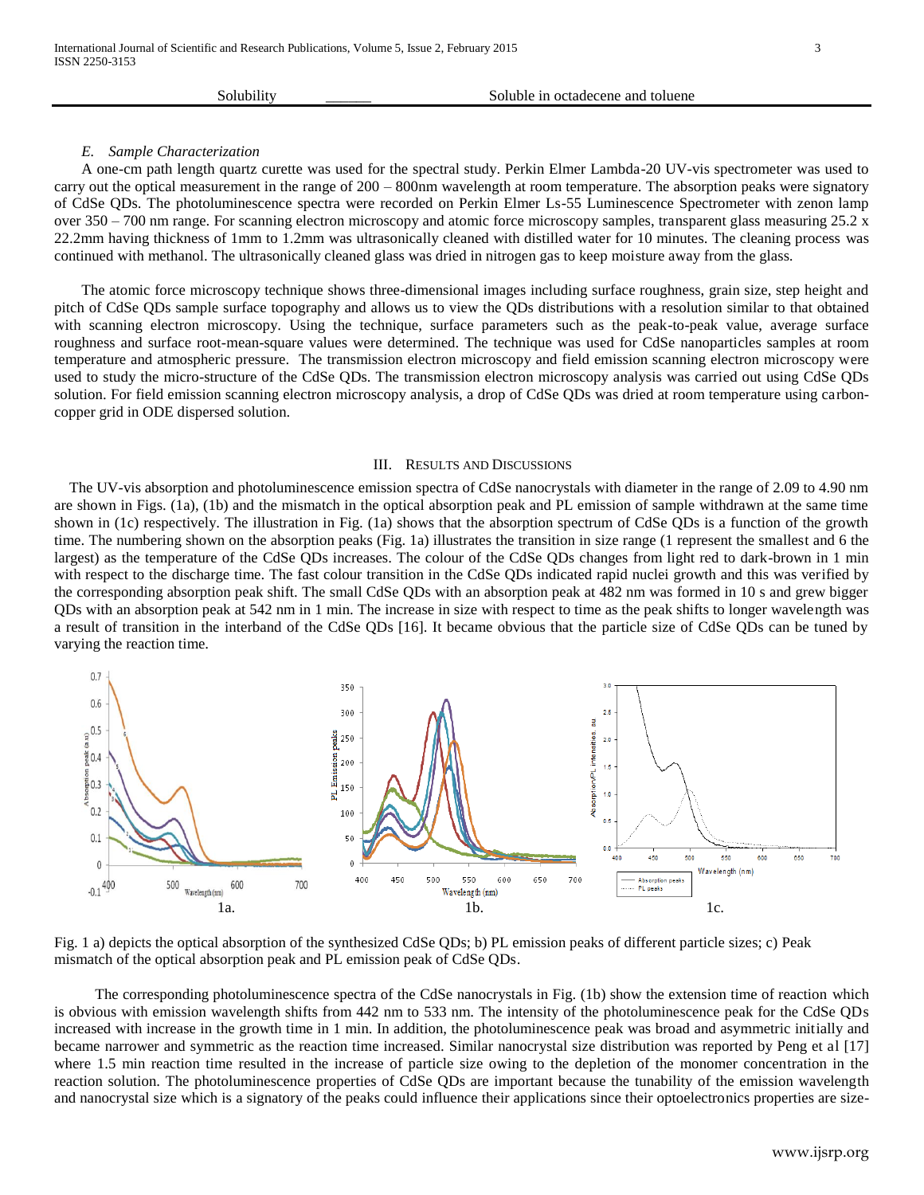| Solubility | ______ | Soluble in octadecene and toluene |
|---|---|---|

### E. Sample Characterization

A one-cm path length quartz curette was used for the spectral study. Perkin Elmer Lambda-20 UV-vis spectrometer was used to carry out the optical measurement in the range of 200 – 800nm wavelength at room temperature. The absorption peaks were signatory of CdSe QDs. The photoluminescence spectra were recorded on Perkin Elmer Ls-55 Luminescence Spectrometer with zenon lamp over 350 – 700 nm range. For scanning electron microscopy and atomic force microscopy samples, transparent glass measuring 25.2 x 22.2mm having thickness of 1mm to 1.2mm was ultrasonically cleaned with distilled water for 10 minutes. The cleaning process was continued with methanol. The ultrasonically cleaned glass was dried in nitrogen gas to keep moisture away from the glass.

The atomic force microscopy technique shows three-dimensional images including surface roughness, grain size, step height and pitch of CdSe QDs sample surface topography and allows us to view the QDs distributions with a resolution similar to that obtained with scanning electron microscopy. Using the technique, surface parameters such as the peak-to-peak value, average surface roughness and surface root-mean-square values were determined. The technique was used for CdSe nanoparticles samples at room temperature and atmospheric pressure. The transmission electron microscopy and field emission scanning electron microscopy were used to study the micro-structure of the CdSe QDs. The transmission electron microscopy analysis was carried out using CdSe QDs solution. For field emission scanning electron microscopy analysis, a drop of CdSe QDs was dried at room temperature using carbon-copper grid in ODE dispersed solution.

## III. Results and Discussions

The UV-vis absorption and photoluminescence emission spectra of CdSe nanocrystals with diameter in the range of 2.09 to 4.90 nm are shown in Figs. (1a), (1b) and the mismatch in the optical absorption peak and PL emission of sample withdrawn at the same time shown in (1c) respectively. The illustration in Fig. (1a) shows that the absorption spectrum of CdSe QDs is a function of the growth time. The numbering shown on the absorption peaks (Fig. 1a) illustrates the transition in size range (1 represent the smallest and 6 the largest) as the temperature of the CdSe QDs increases. The colour of the CdSe QDs changes from light red to dark-brown in 1 min with respect to the discharge time. The fast colour transition in the CdSe QDs indicated rapid nuclei growth and this was verified by the corresponding absorption peak shift. The small CdSe QDs with an absorption peak at 482 nm was formed in 10 s and grew bigger QDs with an absorption peak at 542 nm in 1 min. The increase in size with respect to time as the peak shifts to longer wavelength was a result of transition in the interband of the CdSe QDs [16]. It became obvious that the particle size of CdSe QDs can be tuned by varying the reaction time.

Fig. 1 a) depicts the optical absorption of the synthesized CdSe QDs; b) PL emission peaks of different particle sizes; c) Peak mismatch of the optical absorption peak and PL emission peak of CdSe QDs.

The corresponding photoluminescence spectra of the CdSe nanocrystals in Fig. (1b) show the extension time of reaction which is obvious with emission wavelength shifts from 442 nm to 533 nm. The intensity of the photoluminescence peak for the CdSe QDs increased with increase in the growth time in 1 min. In addition, the photoluminescence peak was broad and asymmetric initially and became narrower and symmetric as the reaction time increased. Similar nanocrystal size distribution was reported by Peng et al [17] where 1.5 min reaction time resulted in the increase of particle size owing to the depletion of the monomer concentration in the reaction solution. The photoluminescence properties of CdSe QDs are important because the tunability of the emission wavelength and nanocrystal size which is a signatory of the peaks could influence their applications since their optoelectronics properties are size-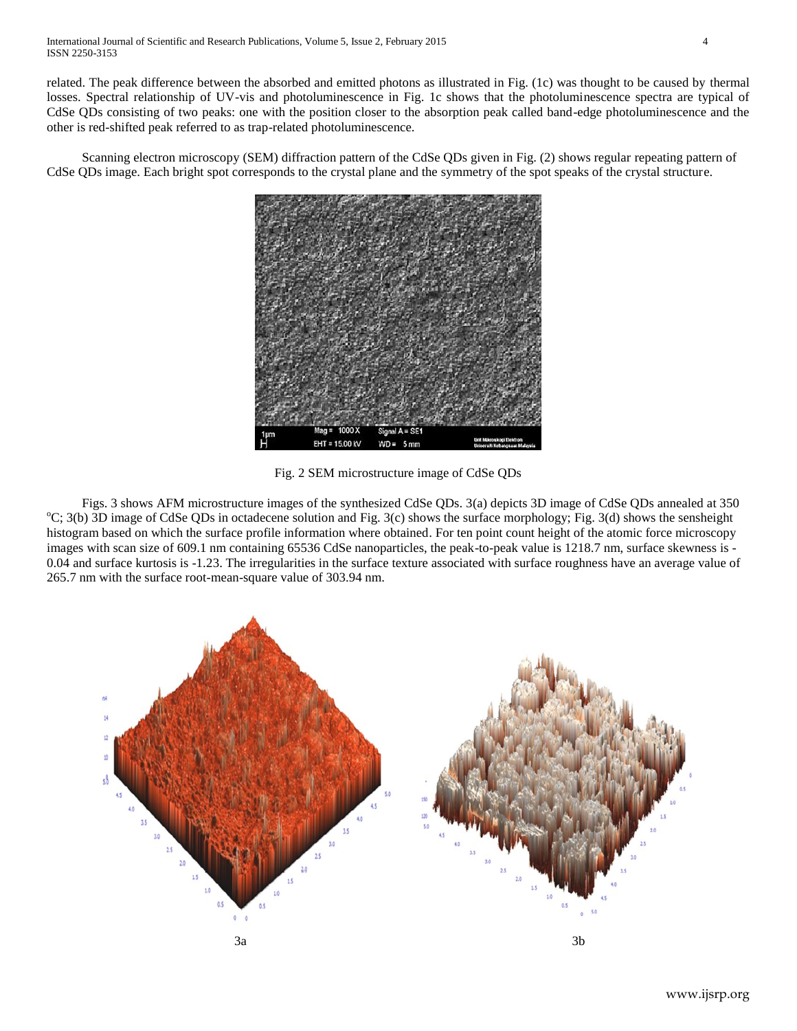related. The peak difference between the absorbed and emitted photons as illustrated in Fig. (1c) was thought to be caused by thermal losses. Spectral relationship of UV-vis and photoluminescence in Fig. 1c shows that the photoluminescence spectra are typical of CdSe QDs consisting of two peaks: one with the position closer to the absorption peak called band-edge photoluminescence and the other is red-shifted peak referred to as trap-related photoluminescence.

Scanning electron microscopy (SEM) diffraction pattern of the CdSe QDs given in Fig. (2) shows regular repeating pattern of CdSe QDs image. Each bright spot corresponds to the crystal plane and the symmetry of the spot speaks of the crystal structure.

Fig. 2 SEM microstructure image of CdSe QDs

Figs. 3 shows AFM microstructure images of the synthesized CdSe QDs. 3(a) depicts 3D image of CdSe QDs annealed at 350 $^{o}$C; 3(b) 3D image of CdSe QDs in octadecene solution and Fig. 3(c) shows the surface morphology; Fig. 3(d) shows the sensheight histogram based on which the surface profile information where obtained. For ten point count height of the atomic force microscopy images with scan size of 609.1 nm containing 65536 CdSe nanoparticles, the peak-to-peak value is 1218.7 nm, surface skewness is -0.04 and surface kurtosis is -1.23. The irregularities in the surface texture associated with surface roughness have an average value of 265.7 nm with the surface root-mean-square value of 303.94 nm.

3a

3b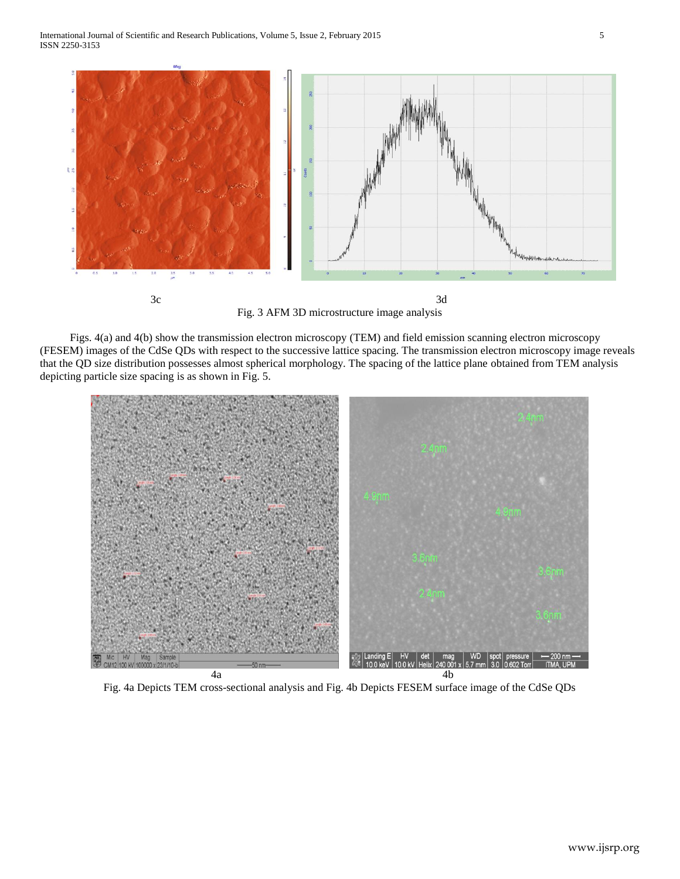3c

3d

Fig. 3 AFM 3D microstructure image analysis

Figs. 4(a) and 4(b) show the transmission electron microscopy (TEM) and field emission scanning electron microscopy (FESEM) images of the CdSe QDs with respect to the successive lattice spacing. The transmission electron microscopy image reveals that the QD size distribution possesses almost spherical morphology. The spacing of the lattice plane obtained from TEM analysis depicting particle size spacing is as shown in Fig. 5.

4a

4b

Fig. 4a Depicts TEM cross-sectional analysis and Fig. 4b Depicts FESEM surface image of the CdSe QDs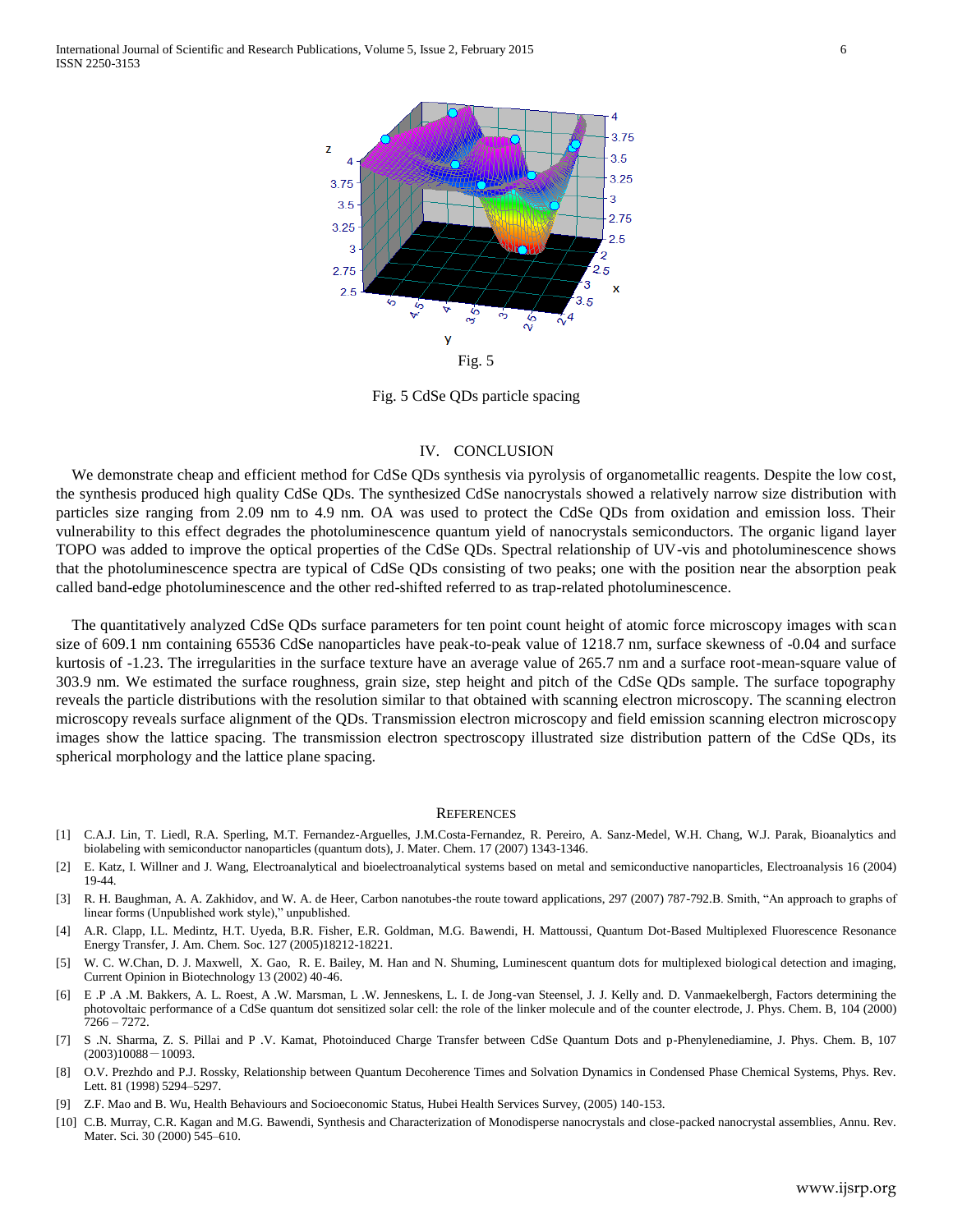Fig. 5

Fig. 5 CdSe QDs particle spacing

## IV. CONCLUSION

We demonstrate cheap and efficient method for CdSe QDs synthesis via pyrolysis of organometallic reagents. Despite the low cost, the synthesis produced high quality CdSe QDs. The synthesized CdSe nanocrystals showed a relatively narrow size distribution with particles size ranging from 2.09 nm to 4.9 nm. OA was used to protect the CdSe QDs from oxidation and emission loss. Their vulnerability to this effect degrades the photoluminescence quantum yield of nanocrystals semiconductors. The organic ligand layer TOPO was added to improve the optical properties of the CdSe QDs. Spectral relationship of UV-vis and photoluminescence shows that the photoluminescence spectra are typical of CdSe QDs consisting of two peaks; one with the position near the absorption peak called band-edge photoluminescence and the other red-shifted referred to as trap-related photoluminescence.

The quantitatively analyzed CdSe QDs surface parameters for ten point count height of atomic force microscopy images with scan size of 609.1 nm containing 65536 CdSe nanoparticles have peak-to-peak value of 1218.7 nm, surface skewness of -0.04 and surface kurtosis of -1.23. The irregularities in the surface texture have an average value of 265.7 nm and a surface root-mean-square value of 303.9 nm. We estimated the surface roughness, grain size, step height and pitch of the CdSe QDs sample. The surface topography reveals the particle distributions with the resolution similar to that obtained with scanning electron microscopy. The scanning electron microscopy reveals surface alignment of the QDs. Transmission electron microscopy and field emission scanning electron microscopy images show the lattice spacing. The transmission electron spectroscopy illustrated size distribution pattern of the CdSe QDs, its spherical morphology and the lattice plane spacing.

## REFERENCES

[1] C.A.J. Lin, T. Liedl, R.A. Sperling, M.T. Fernandez-Arguelles, J.M.Costa-Fernandez, R. Pereiro, A. Sanz-Medel, W.H. Chang, W.J. Parak, Bioanalytics and biolabeling with semiconductor nanoparticles (quantum dots), J. Mater. Chem. 17 (2007) 1343-1346.

[2] E. Katz, I. Willner and J. Wang, Electroanalytical and bioelectroanalytical systems based on metal and semiconductive nanoparticles, Electroanalysis 16 (2004) 19-44.

[3] R. H. Baughman, A. A. Zakhidov, and W. A. de Heer, Carbon nanotubes-the route toward applications, 297 (2007) 787-792.B. Smith, "An approach to graphs of linear forms (Unpublished work style)," unpublished.

[4] A.R. Clapp, I.L. Medintz, H.T. Uyeda, B.R. Fisher, E.R. Goldman, M.G. Bawendi, H. Mattoussi, Quantum Dot-Based Multiplexed Fluorescence Resonance Energy Transfer, J. Am. Chem. Soc. 127 (2005)18212-18221.

[5] W. C. W.Chan, D. J. Maxwell, X. Gao, R. E. Bailey, M. Han and N. Shuming, Luminescent quantum dots for multiplexed biological detection and imaging, Current Opinion in Biotechnology 13 (2002) 40-46.

[6] E .P .A .M. Bakkers, A. L. Roest, A .W. Marsman, L .W. Jenneskens, L. I. de Jong-van Steensel, J. J. Kelly and. D. Vanmaekelbergh, Factors determining the photovoltaic performance of a CdSe quantum dot sensitized solar cell: the role of the linker molecule and of the counter electrode, J. Phys. Chem. B, 104 (2000) 7266 – 7272.

[7] S .N. Sharma, Z. S. Pillai and P .V. Kamat, Photoinduced Charge Transfer between CdSe Quantum Dots and p-Phenylenediamine, J. Phys. Chem. B, 107 (2003)10088－10093.

[8] O.V. Prezhdo and P.J. Rossky, Relationship between Quantum Decoherence Times and Solvation Dynamics in Condensed Phase Chemical Systems, Phys. Rev. Lett. 81 (1998) 5294–5297.

[9] Z.F. Mao and B. Wu, Health Behaviours and Socioeconomic Status, Hubei Health Services Survey, (2005) 140-153.

[10] C.B. Murray, C.R. Kagan and M.G. Bawendi, Synthesis and Characterization of Monodisperse nanocrystals and close-packed nanocrystal assemblies, Annu. Rev. Mater. Sci. 30 (2000) 545–610.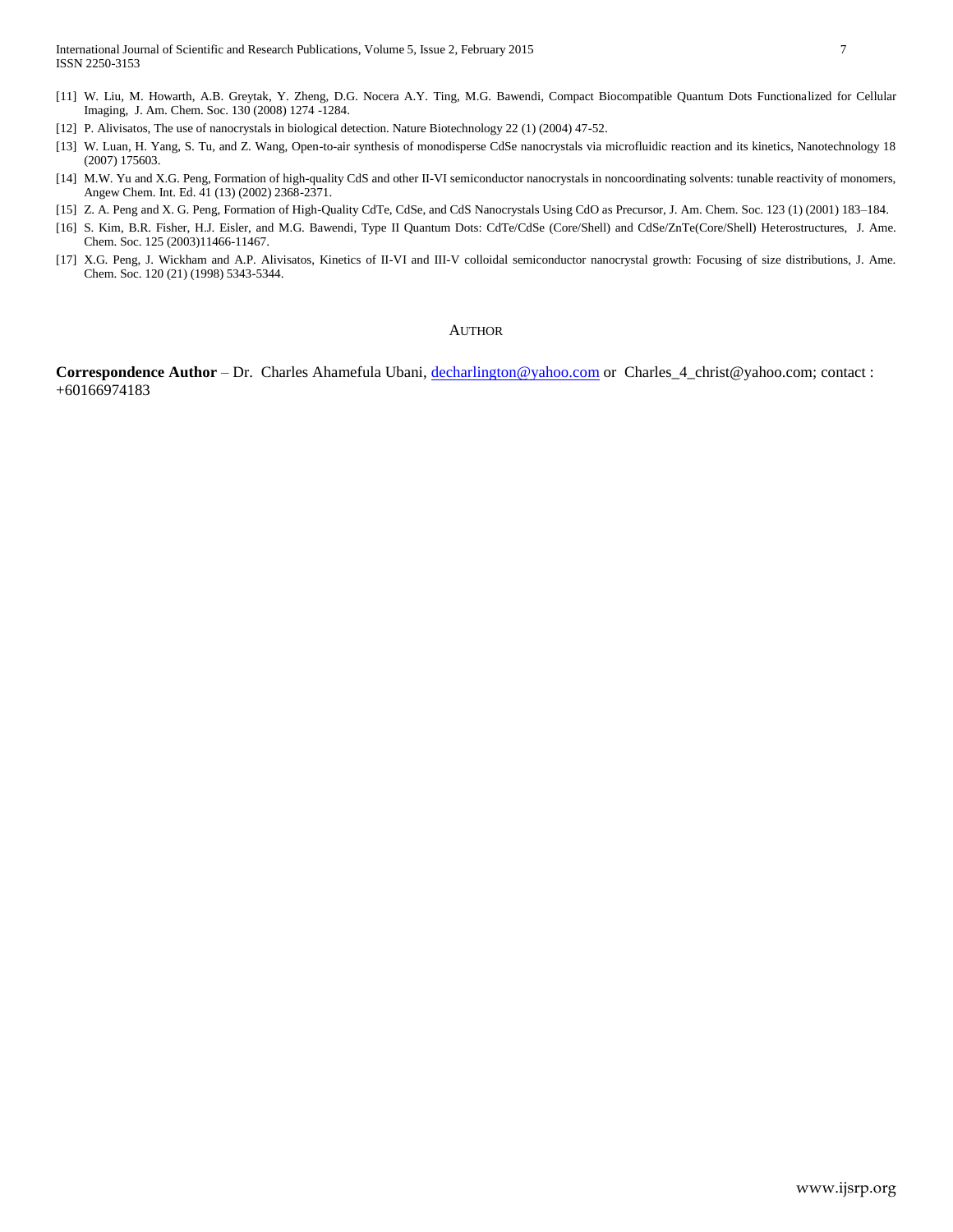[11] W. Liu, M. Howarth, A.B. Greytak, Y. Zheng, D.G. Nocera A.Y. Ting, M.G. Bawendi, Compact Biocompatible Quantum Dots Functionalized for Cellular Imaging, J. Am. Chem. Soc. 130 (2008) 1274 -1284.

[12] P. Alivisatos, The use of nanocrystals in biological detection. Nature Biotechnology 22 (1) (2004) 47-52.

[13] W. Luan, H. Yang, S. Tu, and Z. Wang, Open-to-air synthesis of monodisperse CdSe nanocrystals via microfluidic reaction and its kinetics, Nanotechnology 18 (2007) 175603.

[14] M.W. Yu and X.G. Peng, Formation of high-quality CdS and other II-VI semiconductor nanocrystals in noncoordinating solvents: tunable reactivity of monomers, Angew Chem. Int. Ed. 41 (13) (2002) 2368-2371.

[15] Z. A. Peng and X. G. Peng, Formation of High-Quality CdTe, CdSe, and CdS Nanocrystals Using CdO as Precursor, J. Am. Chem. Soc. 123 (1) (2001) 183–184.

[16] S. Kim, B.R. Fisher, H.J. Eisler, and M.G. Bawendi, Type II Quantum Dots: CdTe/CdSe (Core/Shell) and CdSe/ZnTe(Core/Shell) Heterostructures, J. Ame. Chem. Soc. 125 (2003)11466-11467.

[17] X.G. Peng, J. Wickham and A.P. Alivisatos, Kinetics of II-VI and III-V colloidal semiconductor nanocrystal growth: Focusing of size distributions, J. Ame. Chem. Soc. 120 (21) (1998) 5343-5344.

## AUTHOR

**Correspondence Author** – Dr. Charles Ahamefula Ubani, decharlington@yahoo.com or Charles_4_christ@yahoo.com; contact : +60166974183